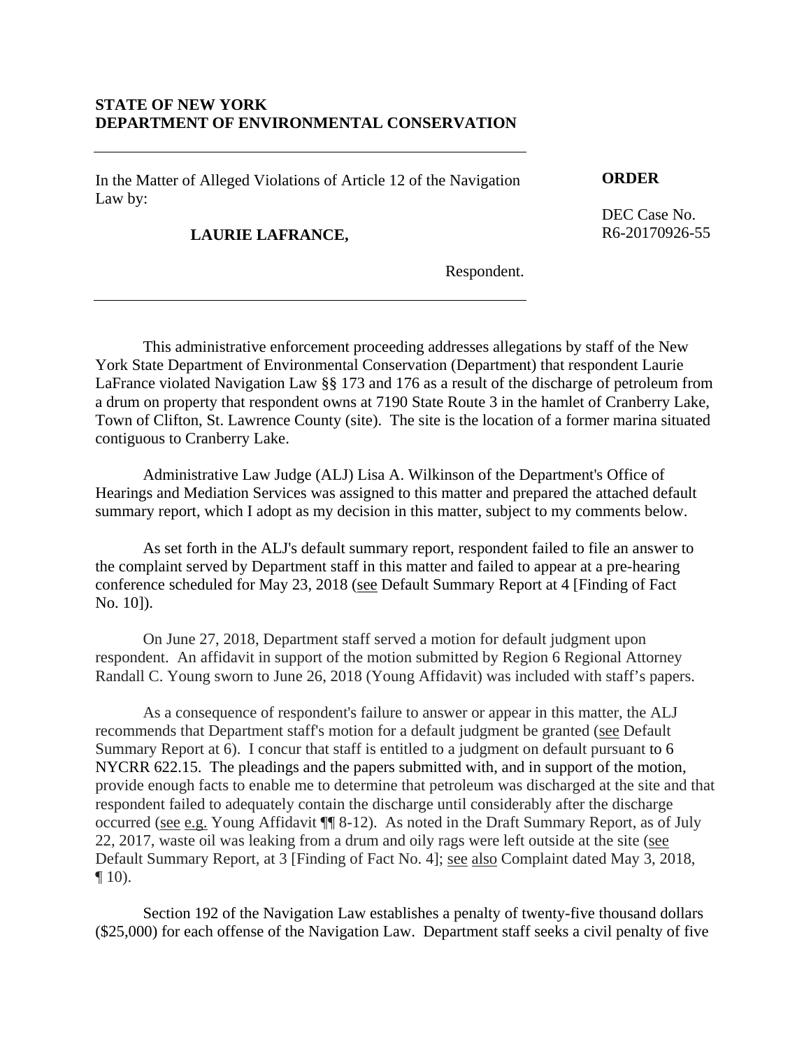**STATE OF NEW YORK**
**DEPARTMENT OF ENVIRONMENTAL CONSERVATION**

---

In the Matter of Alleged Violations of Article 12 of the Navigation Law by:

**LAURIE LAFRANCE,**

Respondent.

---

**ORDER**

DEC Case No.
R6-20170926-55

This administrative enforcement proceeding addresses allegations by staff of the New York State Department of Environmental Conservation (Department) that respondent Laurie LaFrance violated Navigation Law §§ 173 and 176 as a result of the discharge of petroleum from a drum on property that respondent owns at 7190 State Route 3 in the hamlet of Cranberry Lake, Town of Clifton, St. Lawrence County (site). The site is the location of a former marina situated contiguous to Cranberry Lake.

Administrative Law Judge (ALJ) Lisa A. Wilkinson of the Department's Office of Hearings and Mediation Services was assigned to this matter and prepared the attached default summary report, which I adopt as my decision in this matter, subject to my comments below.

As set forth in the ALJ's default summary report, respondent failed to file an answer to the complaint served by Department staff in this matter and failed to appear at a pre-hearing conference scheduled for May 23, 2018 (see Default Summary Report at 4 [Finding of Fact No. 10]).

On June 27, 2018, Department staff served a motion for default judgment upon respondent. An affidavit in support of the motion submitted by Region 6 Regional Attorney Randall C. Young sworn to June 26, 2018 (Young Affidavit) was included with staff's papers.

As a consequence of respondent's failure to answer or appear in this matter, the ALJ recommends that Department staff's motion for a default judgment be granted (see Default Summary Report at 6). I concur that staff is entitled to a judgment on default pursuant to 6 NYCRR 622.15. The pleadings and the papers submitted with, and in support of the motion, provide enough facts to enable me to determine that petroleum was discharged at the site and that respondent failed to adequately contain the discharge until considerably after the discharge occurred (see e.g. Young Affidavit ¶¶ 8-12). As noted in the Draft Summary Report, as of July 22, 2017, waste oil was leaking from a drum and oily rags were left outside at the site (see Default Summary Report, at 3 [Finding of Fact No. 4]; see also Complaint dated May 3, 2018, ¶ 10).

Section 192 of the Navigation Law establishes a penalty of twenty-five thousand dollars ($25,000) for each offense of the Navigation Law. Department staff seeks a civil penalty of five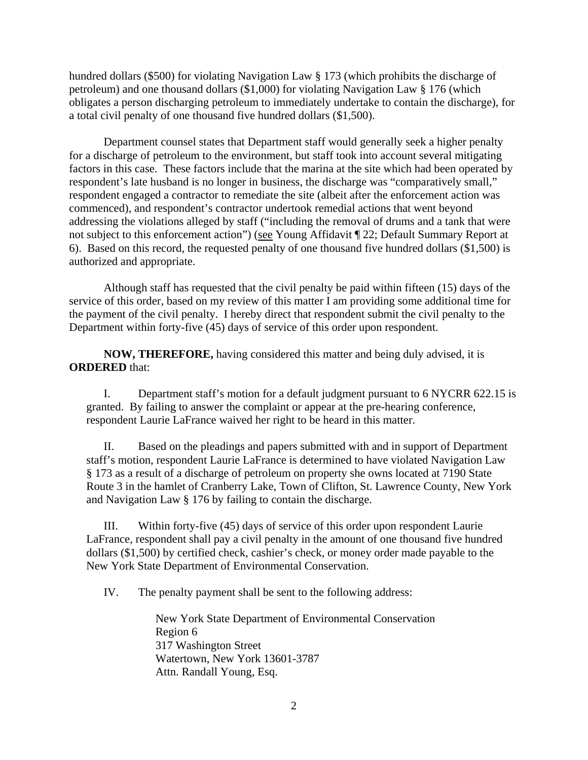hundred dollars ($500) for violating Navigation Law § 173 (which prohibits the discharge of petroleum) and one thousand dollars ($1,000) for violating Navigation Law § 176 (which obligates a person discharging petroleum to immediately undertake to contain the discharge), for a total civil penalty of one thousand five hundred dollars ($1,500).

Department counsel states that Department staff would generally seek a higher penalty for a discharge of petroleum to the environment, but staff took into account several mitigating factors in this case. These factors include that the marina at the site which had been operated by respondent's late husband is no longer in business, the discharge was "comparatively small," respondent engaged a contractor to remediate the site (albeit after the enforcement action was commenced), and respondent's contractor undertook remedial actions that went beyond addressing the violations alleged by staff ("including the removal of drums and a tank that were not subject to this enforcement action") (see Young Affidavit ¶ 22; Default Summary Report at 6). Based on this record, the requested penalty of one thousand five hundred dollars ($1,500) is authorized and appropriate.

Although staff has requested that the civil penalty be paid within fifteen (15) days of the service of this order, based on my review of this matter I am providing some additional time for the payment of the civil penalty. I hereby direct that respondent submit the civil penalty to the Department within forty-five (45) days of service of this order upon respondent.

**NOW, THEREFORE,** having considered this matter and being duly advised, it is **ORDERED** that:

I. Department staff's motion for a default judgment pursuant to 6 NYCRR 622.15 is granted. By failing to answer the complaint or appear at the pre-hearing conference, respondent Laurie LaFrance waived her right to be heard in this matter.

II. Based on the pleadings and papers submitted with and in support of Department staff's motion, respondent Laurie LaFrance is determined to have violated Navigation Law § 173 as a result of a discharge of petroleum on property she owns located at 7190 State Route 3 in the hamlet of Cranberry Lake, Town of Clifton, St. Lawrence County, New York and Navigation Law § 176 by failing to contain the discharge.

III. Within forty-five (45) days of service of this order upon respondent Laurie LaFrance, respondent shall pay a civil penalty in the amount of one thousand five hundred dollars ($1,500) by certified check, cashier's check, or money order made payable to the New York State Department of Environmental Conservation.

IV. The penalty payment shall be sent to the following address:

New York State Department of Environmental Conservation
Region 6
317 Washington Street
Watertown, New York 13601-3787
Attn. Randall Young, Esq.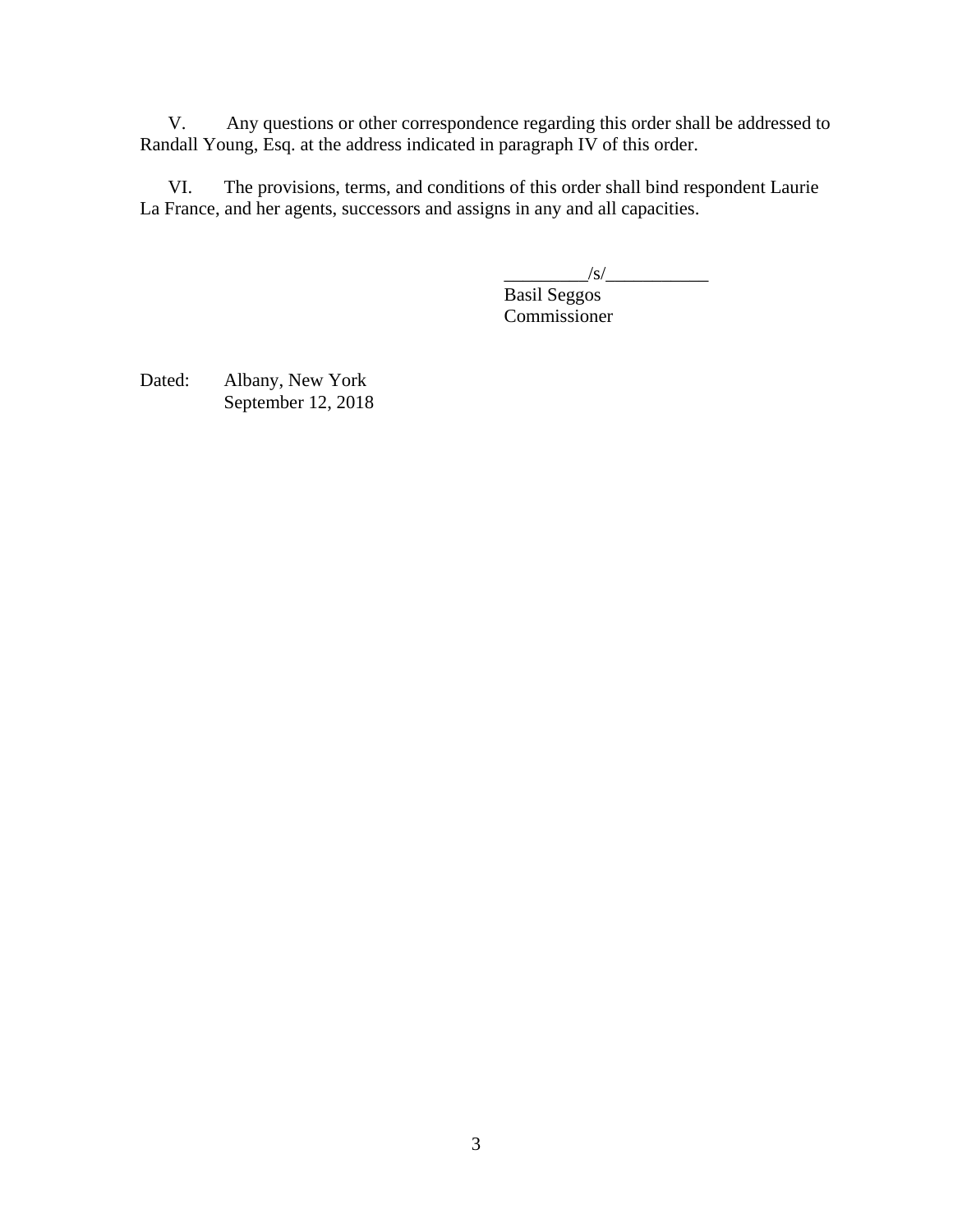V. Any questions or other correspondence regarding this order shall be addressed to Randall Young, Esq. at the address indicated in paragraph IV of this order.

VI. The provisions, terms, and conditions of this order shall bind respondent Laurie La France, and her agents, successors and assigns in any and all capacities.

_________/s/___________
Basil Seggos
Commissioner

Dated: Albany, New York
September 12, 2018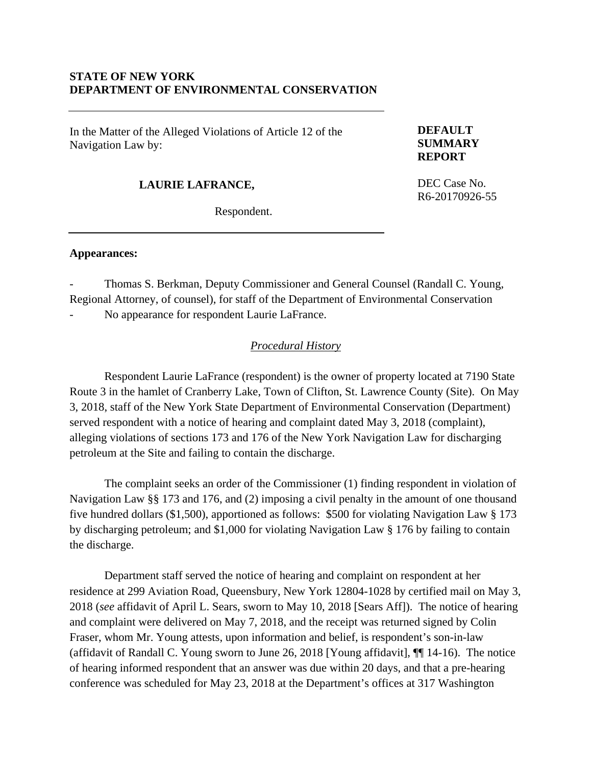**STATE OF NEW YORK**
**DEPARTMENT OF ENVIRONMENTAL CONSERVATION**

---

In the Matter of the Alleged Violations of Article 12 of the Navigation Law by:

**LAURIE LAFRANCE,**

Respondent.

**DEFAULT SUMMARY REPORT**

DEC Case No. R6-20170926-55

---

**Appearances:**

- Thomas S. Berkman, Deputy Commissioner and General Counsel (Randall C. Young, Regional Attorney, of counsel), for staff of the Department of Environmental Conservation
- No appearance for respondent Laurie LaFrance.

## *Procedural History*

Respondent Laurie LaFrance (respondent) is the owner of property located at 7190 State Route 3 in the hamlet of Cranberry Lake, Town of Clifton, St. Lawrence County (Site). On May 3, 2018, staff of the New York State Department of Environmental Conservation (Department) served respondent with a notice of hearing and complaint dated May 3, 2018 (complaint), alleging violations of sections 173 and 176 of the New York Navigation Law for discharging petroleum at the Site and failing to contain the discharge.

The complaint seeks an order of the Commissioner (1) finding respondent in violation of Navigation Law §§ 173 and 176, and (2) imposing a civil penalty in the amount of one thousand five hundred dollars ($1,500), apportioned as follows: $500 for violating Navigation Law § 173 by discharging petroleum; and $1,000 for violating Navigation Law § 176 by failing to contain the discharge.

Department staff served the notice of hearing and complaint on respondent at her residence at 299 Aviation Road, Queensbury, New York 12804-1028 by certified mail on May 3, 2018 (*see* affidavit of April L. Sears, sworn to May 10, 2018 [Sears Aff]). The notice of hearing and complaint were delivered on May 7, 2018, and the receipt was returned signed by Colin Fraser, whom Mr. Young attests, upon information and belief, is respondent's son-in-law (affidavit of Randall C. Young sworn to June 26, 2018 [Young affidavit], ¶¶ 14-16). The notice of hearing informed respondent that an answer was due within 20 days, and that a pre-hearing conference was scheduled for May 23, 2018 at the Department's offices at 317 Washington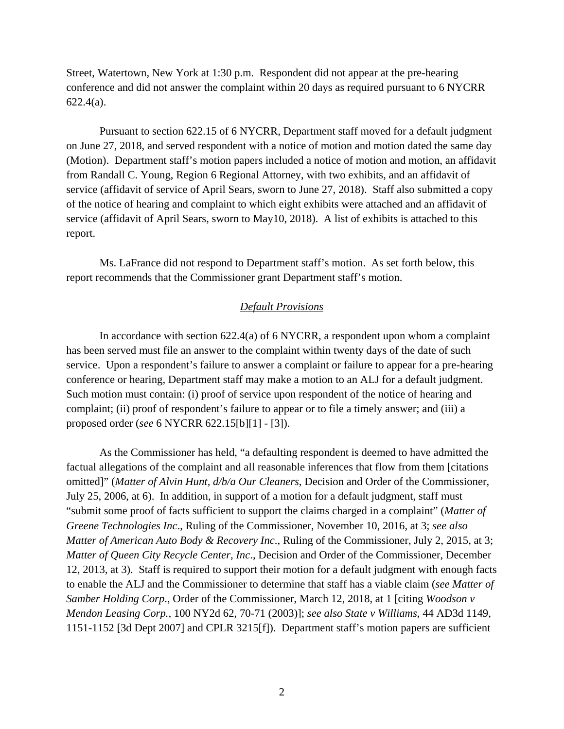Street, Watertown, New York at 1:30 p.m. Respondent did not appear at the pre-hearing conference and did not answer the complaint within 20 days as required pursuant to 6 NYCRR 622.4(a).

Pursuant to section 622.15 of 6 NYCRR, Department staff moved for a default judgment on June 27, 2018, and served respondent with a notice of motion and motion dated the same day (Motion). Department staff's motion papers included a notice of motion and motion, an affidavit from Randall C. Young, Region 6 Regional Attorney, with two exhibits, and an affidavit of service (affidavit of service of April Sears, sworn to June 27, 2018). Staff also submitted a copy of the notice of hearing and complaint to which eight exhibits were attached and an affidavit of service (affidavit of April Sears, sworn to May10, 2018). A list of exhibits is attached to this report.

Ms. LaFrance did not respond to Department staff's motion. As set forth below, this report recommends that the Commissioner grant Department staff's motion.

## *Default Provisions*

In accordance with section 622.4(a) of 6 NYCRR, a respondent upon whom a complaint has been served must file an answer to the complaint within twenty days of the date of such service. Upon a respondent's failure to answer a complaint or failure to appear for a pre-hearing conference or hearing, Department staff may make a motion to an ALJ for a default judgment. Such motion must contain: (i) proof of service upon respondent of the notice of hearing and complaint; (ii) proof of respondent's failure to appear or to file a timely answer; and (iii) a proposed order (*see* 6 NYCRR 622.15[b][1] - [3]).

As the Commissioner has held, "a defaulting respondent is deemed to have admitted the factual allegations of the complaint and all reasonable inferences that flow from them [citations omitted]" (*Matter of Alvin Hunt, d/b/a Our Cleaners*, Decision and Order of the Commissioner, July 25, 2006, at 6). In addition, in support of a motion for a default judgment, staff must "submit some proof of facts sufficient to support the claims charged in a complaint" (*Matter of Greene Technologies Inc*., Ruling of the Commissioner, November 10, 2016, at 3; *see also Matter of American Auto Body & Recovery Inc*., Ruling of the Commissioner, July 2, 2015, at 3; *Matter of Queen City Recycle Center, Inc*., Decision and Order of the Commissioner, December 12, 2013, at 3). Staff is required to support their motion for a default judgment with enough facts to enable the ALJ and the Commissioner to determine that staff has a viable claim (*see Matter of Samber Holding Corp*., Order of the Commissioner, March 12, 2018, at 1 [citing *Woodson v Mendon Leasing Corp.*, 100 NY2d 62, 70-71 (2003)]; *see also State v Williams*, 44 AD3d 1149, 1151-1152 [3d Dept 2007] and CPLR 3215[f]). Department staff's motion papers are sufficient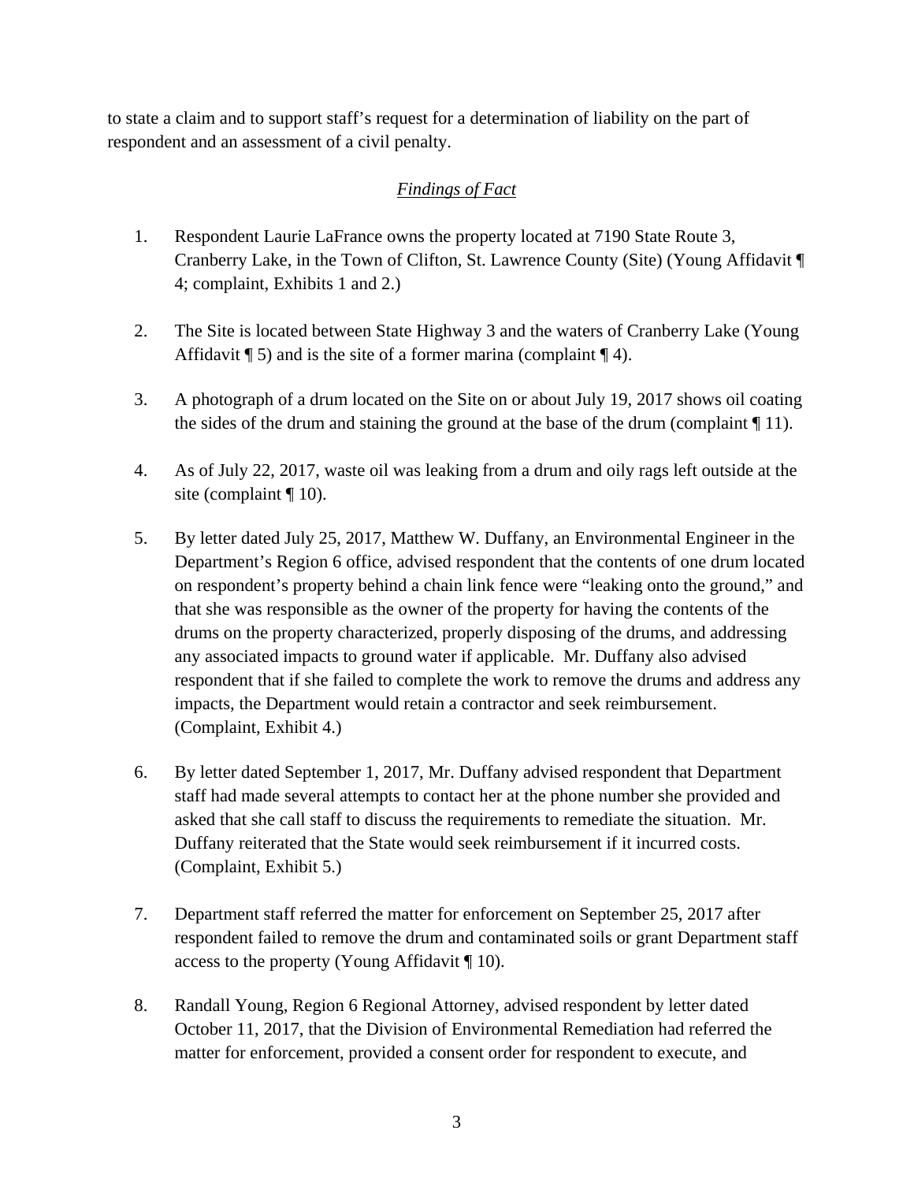to state a claim and to support staff's request for a determination of liability on the part of respondent and an assessment of a civil penalty.

## *Findings of Fact*

1. Respondent Laurie LaFrance owns the property located at 7190 State Route 3, Cranberry Lake, in the Town of Clifton, St. Lawrence County (Site) (Young Affidavit ¶ 4; complaint, Exhibits 1 and 2.)

2. The Site is located between State Highway 3 and the waters of Cranberry Lake (Young Affidavit ¶ 5) and is the site of a former marina (complaint ¶ 4).

3. A photograph of a drum located on the Site on or about July 19, 2017 shows oil coating the sides of the drum and staining the ground at the base of the drum (complaint ¶ 11).

4. As of July 22, 2017, waste oil was leaking from a drum and oily rags left outside at the site (complaint ¶ 10).

5. By letter dated July 25, 2017, Matthew W. Duffany, an Environmental Engineer in the Department's Region 6 office, advised respondent that the contents of one drum located on respondent's property behind a chain link fence were "leaking onto the ground," and that she was responsible as the owner of the property for having the contents of the drums on the property characterized, properly disposing of the drums, and addressing any associated impacts to ground water if applicable. Mr. Duffany also advised respondent that if she failed to complete the work to remove the drums and address any impacts, the Department would retain a contractor and seek reimbursement. (Complaint, Exhibit 4.)

6. By letter dated September 1, 2017, Mr. Duffany advised respondent that Department staff had made several attempts to contact her at the phone number she provided and asked that she call staff to discuss the requirements to remediate the situation. Mr. Duffany reiterated that the State would seek reimbursement if it incurred costs. (Complaint, Exhibit 5.)

7. Department staff referred the matter for enforcement on September 25, 2017 after respondent failed to remove the drum and contaminated soils or grant Department staff access to the property (Young Affidavit ¶ 10).

8. Randall Young, Region 6 Regional Attorney, advised respondent by letter dated October 11, 2017, that the Division of Environmental Remediation had referred the matter for enforcement, provided a consent order for respondent to execute, and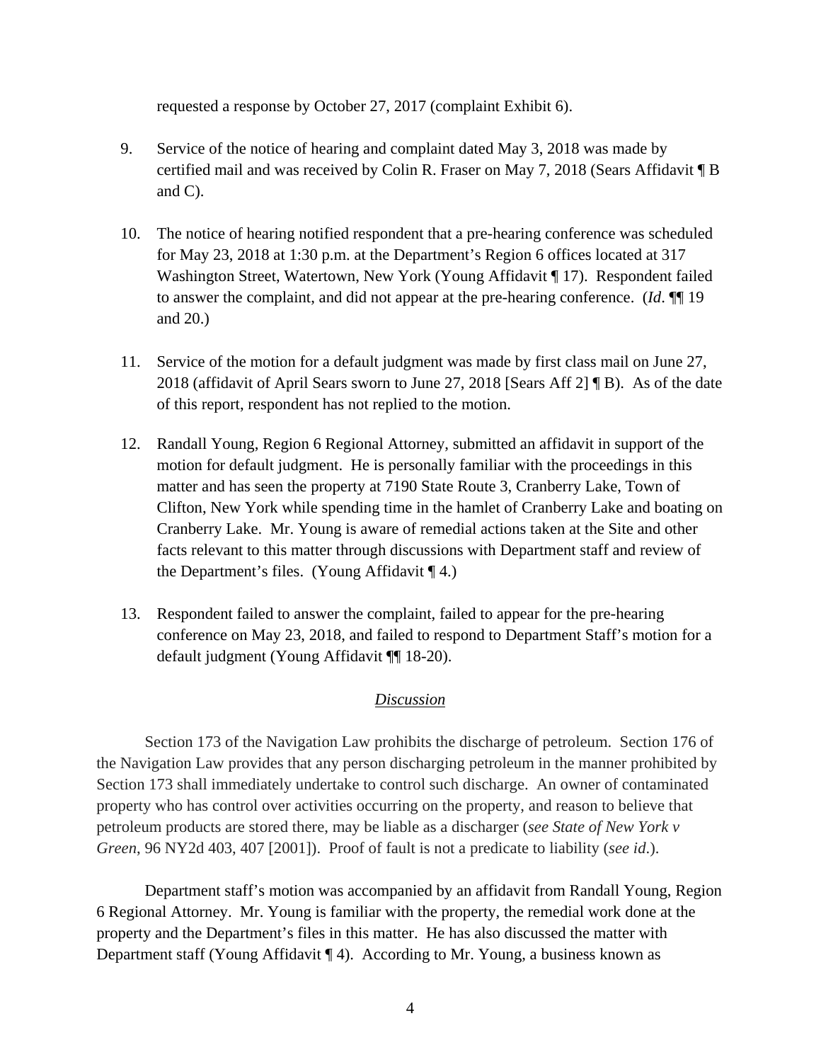requested a response by October 27, 2017 (complaint Exhibit 6).

9. Service of the notice of hearing and complaint dated May 3, 2018 was made by certified mail and was received by Colin R. Fraser on May 7, 2018 (Sears Affidavit ¶ B and C).

10. The notice of hearing notified respondent that a pre-hearing conference was scheduled for May 23, 2018 at 1:30 p.m. at the Department's Region 6 offices located at 317 Washington Street, Watertown, New York (Young Affidavit ¶ 17). Respondent failed to answer the complaint, and did not appear at the pre-hearing conference. (*Id*. ¶¶ 19 and 20.)

11. Service of the motion for a default judgment was made by first class mail on June 27, 2018 (affidavit of April Sears sworn to June 27, 2018 [Sears Aff 2] ¶ B). As of the date of this report, respondent has not replied to the motion.

12. Randall Young, Region 6 Regional Attorney, submitted an affidavit in support of the motion for default judgment. He is personally familiar with the proceedings in this matter and has seen the property at 7190 State Route 3, Cranberry Lake, Town of Clifton, New York while spending time in the hamlet of Cranberry Lake and boating on Cranberry Lake. Mr. Young is aware of remedial actions taken at the Site and other facts relevant to this matter through discussions with Department staff and review of the Department's files. (Young Affidavit ¶ 4.)

13. Respondent failed to answer the complaint, failed to appear for the pre-hearing conference on May 23, 2018, and failed to respond to Department Staff's motion for a default judgment (Young Affidavit ¶¶ 18-20).

## *Discussion*

Section 173 of the Navigation Law prohibits the discharge of petroleum. Section 176 of the Navigation Law provides that any person discharging petroleum in the manner prohibited by Section 173 shall immediately undertake to control such discharge. An owner of contaminated property who has control over activities occurring on the property, and reason to believe that petroleum products are stored there, may be liable as a discharger (*see State of New York v Green*, 96 NY2d 403, 407 [2001]). Proof of fault is not a predicate to liability (*see id*.).

Department staff's motion was accompanied by an affidavit from Randall Young, Region 6 Regional Attorney. Mr. Young is familiar with the property, the remedial work done at the property and the Department's files in this matter. He has also discussed the matter with Department staff (Young Affidavit ¶ 4). According to Mr. Young, a business known as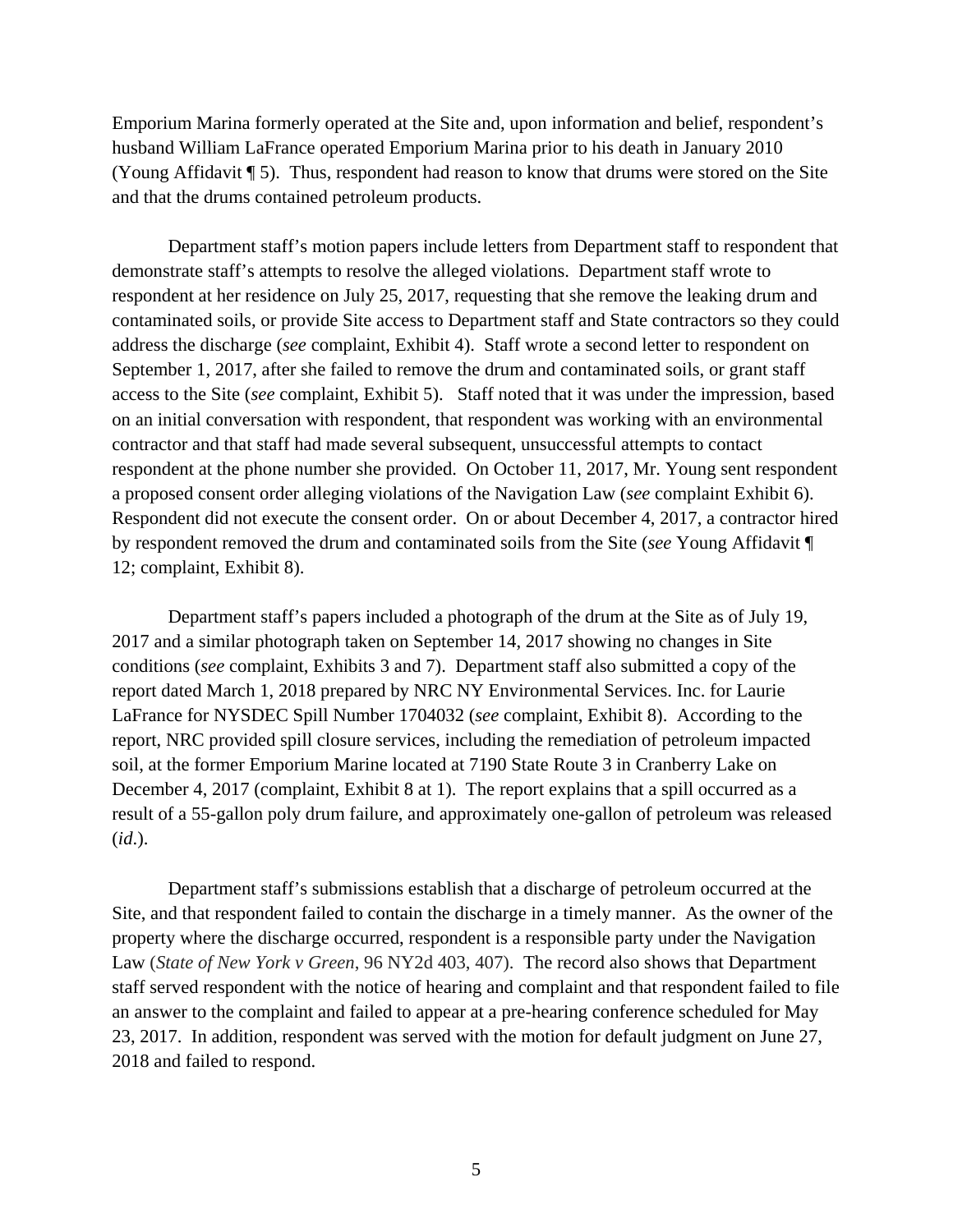Emporium Marina formerly operated at the Site and, upon information and belief, respondent's husband William LaFrance operated Emporium Marina prior to his death in January 2010 (Young Affidavit ¶ 5). Thus, respondent had reason to know that drums were stored on the Site and that the drums contained petroleum products.

Department staff's motion papers include letters from Department staff to respondent that demonstrate staff's attempts to resolve the alleged violations. Department staff wrote to respondent at her residence on July 25, 2017, requesting that she remove the leaking drum and contaminated soils, or provide Site access to Department staff and State contractors so they could address the discharge (*see* complaint, Exhibit 4). Staff wrote a second letter to respondent on September 1, 2017, after she failed to remove the drum and contaminated soils, or grant staff access to the Site (*see* complaint, Exhibit 5). Staff noted that it was under the impression, based on an initial conversation with respondent, that respondent was working with an environmental contractor and that staff had made several subsequent, unsuccessful attempts to contact respondent at the phone number she provided. On October 11, 2017, Mr. Young sent respondent a proposed consent order alleging violations of the Navigation Law (*see* complaint Exhibit 6). Respondent did not execute the consent order. On or about December 4, 2017, a contractor hired by respondent removed the drum and contaminated soils from the Site (*see* Young Affidavit ¶ 12; complaint, Exhibit 8).

Department staff's papers included a photograph of the drum at the Site as of July 19, 2017 and a similar photograph taken on September 14, 2017 showing no changes in Site conditions (*see* complaint, Exhibits 3 and 7). Department staff also submitted a copy of the report dated March 1, 2018 prepared by NRC NY Environmental Services. Inc. for Laurie LaFrance for NYSDEC Spill Number 1704032 (*see* complaint, Exhibit 8). According to the report, NRC provided spill closure services, including the remediation of petroleum impacted soil, at the former Emporium Marine located at 7190 State Route 3 in Cranberry Lake on December 4, 2017 (complaint, Exhibit 8 at 1). The report explains that a spill occurred as a result of a 55-gallon poly drum failure, and approximately one-gallon of petroleum was released (*id*.).

Department staff's submissions establish that a discharge of petroleum occurred at the Site, and that respondent failed to contain the discharge in a timely manner. As the owner of the property where the discharge occurred, respondent is a responsible party under the Navigation Law (*State of New York v Green*, 96 NY2d 403, 407). The record also shows that Department staff served respondent with the notice of hearing and complaint and that respondent failed to file an answer to the complaint and failed to appear at a pre-hearing conference scheduled for May 23, 2017. In addition, respondent was served with the motion for default judgment on June 27, 2018 and failed to respond.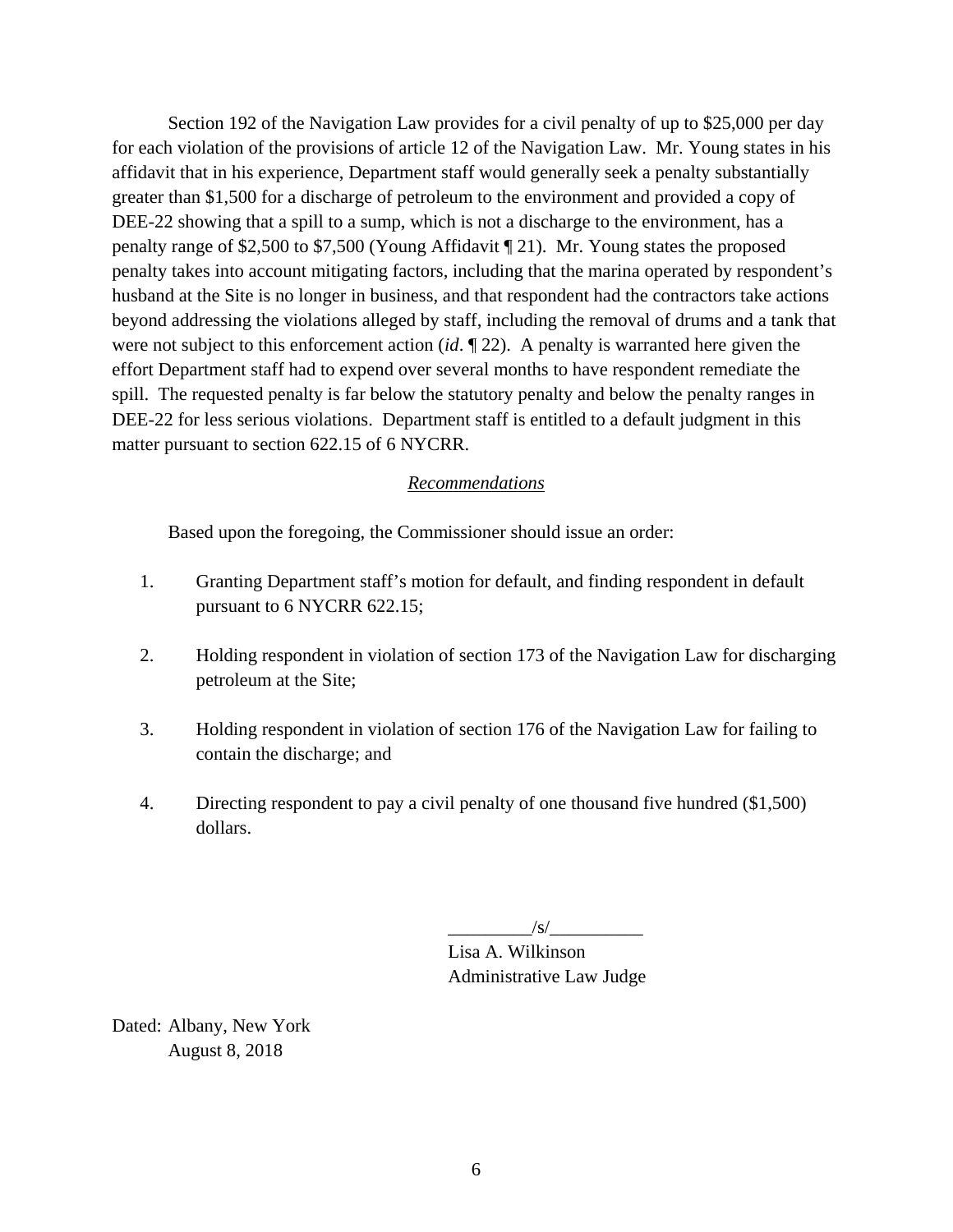Section 192 of the Navigation Law provides for a civil penalty of up to $25,000 per day for each violation of the provisions of article 12 of the Navigation Law. Mr. Young states in his affidavit that in his experience, Department staff would generally seek a penalty substantially greater than $1,500 for a discharge of petroleum to the environment and provided a copy of DEE-22 showing that a spill to a sump, which is not a discharge to the environment, has a penalty range of $2,500 to $7,500 (Young Affidavit ¶ 21). Mr. Young states the proposed penalty takes into account mitigating factors, including that the marina operated by respondent's husband at the Site is no longer in business, and that respondent had the contractors take actions beyond addressing the violations alleged by staff, including the removal of drums and a tank that were not subject to this enforcement action (*id*. ¶ 22). A penalty is warranted here given the effort Department staff had to expend over several months to have respondent remediate the spill. The requested penalty is far below the statutory penalty and below the penalty ranges in DEE-22 for less serious violations. Department staff is entitled to a default judgment in this matter pursuant to section 622.15 of 6 NYCRR.

## *Recommendations*

Based upon the foregoing, the Commissioner should issue an order:

1. Granting Department staff's motion for default, and finding respondent in default pursuant to 6 NYCRR 622.15;

2. Holding respondent in violation of section 173 of the Navigation Law for discharging petroleum at the Site;

3. Holding respondent in violation of section 176 of the Navigation Law for failing to contain the discharge; and

4. Directing respondent to pay a civil penalty of one thousand five hundred ($1,500) dollars.

_________/s/__________
Lisa A. Wilkinson
Administrative Law Judge

Dated: Albany, New York
August 8, 2018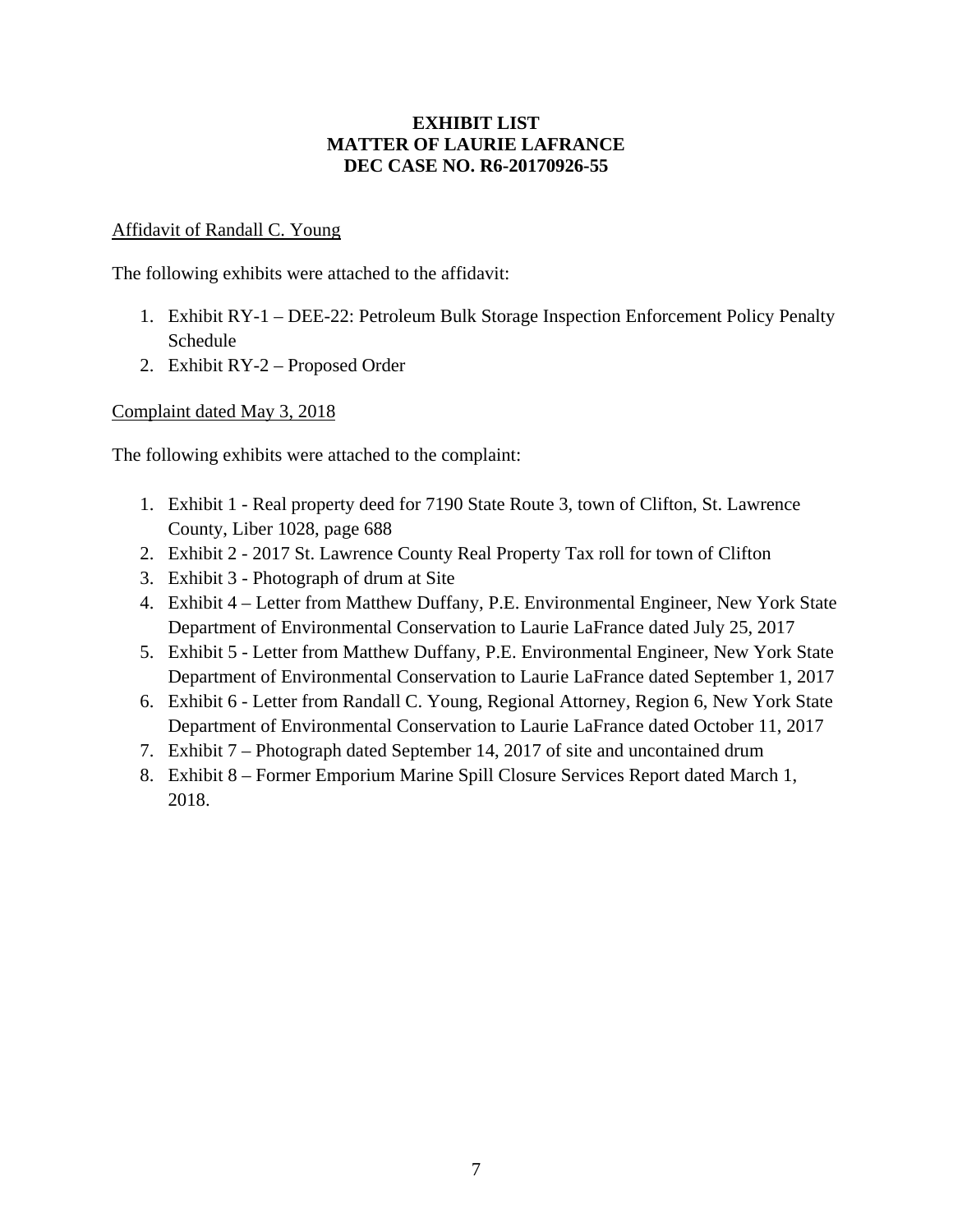**EXHIBIT LIST**
**MATTER OF LAURIE LAFRANCE**
**DEC CASE NO. R6-20170926-55**

Affidavit of Randall C. Young

The following exhibits were attached to the affidavit:

1. Exhibit RY-1 – DEE-22: Petroleum Bulk Storage Inspection Enforcement Policy Penalty Schedule
2. Exhibit RY-2 – Proposed Order

Complaint dated May 3, 2018

The following exhibits were attached to the complaint:

1. Exhibit 1 - Real property deed for 7190 State Route 3, town of Clifton, St. Lawrence County, Liber 1028, page 688
2. Exhibit 2 - 2017 St. Lawrence County Real Property Tax roll for town of Clifton
3. Exhibit 3 - Photograph of drum at Site
4. Exhibit 4 – Letter from Matthew Duffany, P.E. Environmental Engineer, New York State Department of Environmental Conservation to Laurie LaFrance dated July 25, 2017
5. Exhibit 5 - Letter from Matthew Duffany, P.E. Environmental Engineer, New York State Department of Environmental Conservation to Laurie LaFrance dated September 1, 2017
6. Exhibit 6 - Letter from Randall C. Young, Regional Attorney, Region 6, New York State Department of Environmental Conservation to Laurie LaFrance dated October 11, 2017
7. Exhibit 7 – Photograph dated September 14, 2017 of site and uncontained drum
8. Exhibit 8 – Former Emporium Marine Spill Closure Services Report dated March 1, 2018.